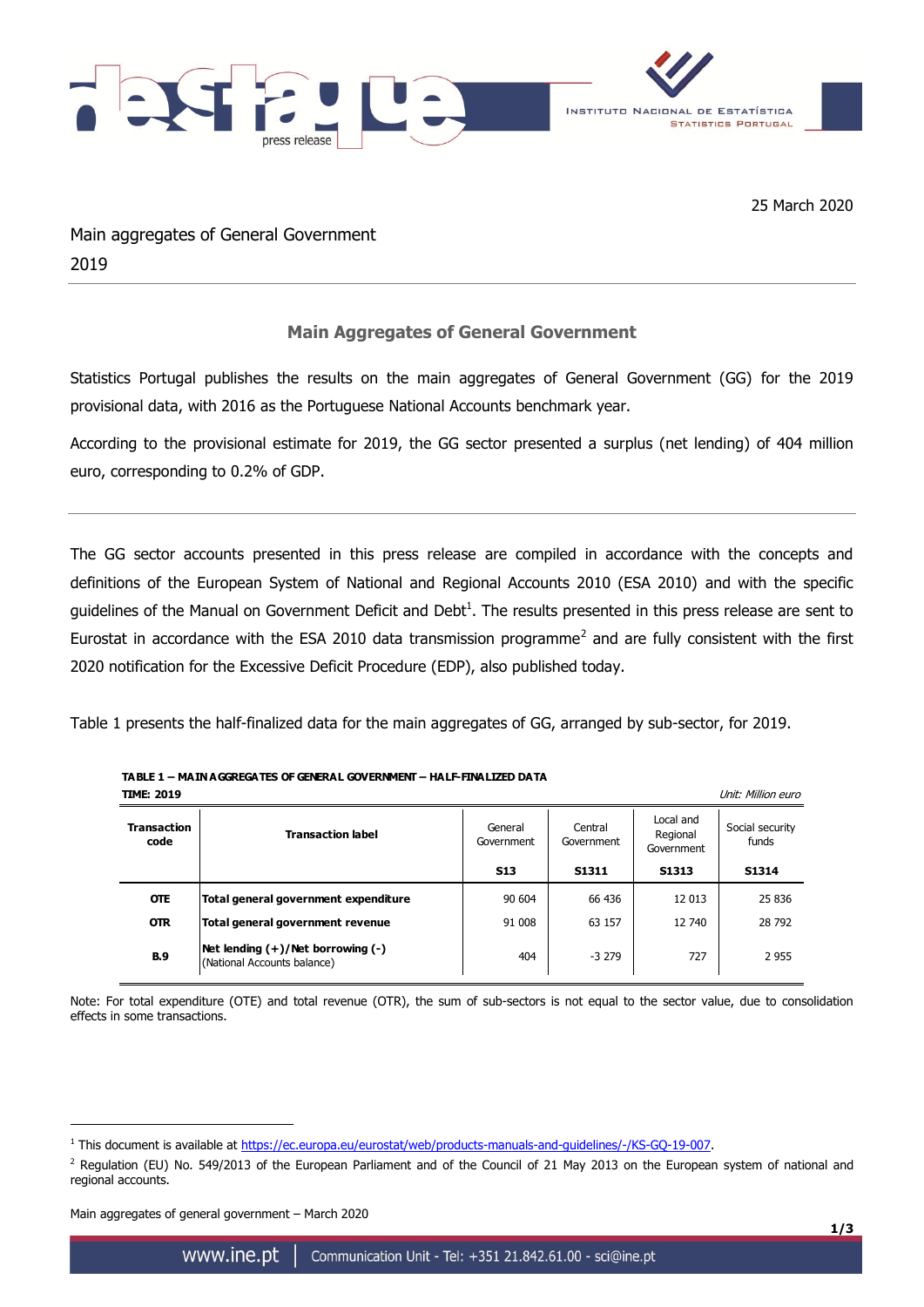25 March 2020

Main aggregates of General Government
2019

## Main Aggregates of General Government

Statistics Portugal publishes the results on the main aggregates of General Government (GG) for the 2019 provisional data, with 2016 as the Portuguese National Accounts benchmark year.

According to the provisional estimate for 2019, the GG sector presented a surplus (net lending) of 404 million euro, corresponding to 0.2% of GDP.

---

The GG sector accounts presented in this press release are compiled in accordance with the concepts and definitions of the European System of National and Regional Accounts 2010 (ESA 2010) and with the specific guidelines of the Manual on Government Deficit and Debt[1]. The results presented in this press release are sent to Eurostat in accordance with the ESA 2010 data transmission programme[2] and are fully consistent with the first 2020 notification for the Excessive Deficit Procedure (EDP), also published today.

Table 1 presents the half-finalized data for the main aggregates of GG, arranged by sub-sector, for 2019.

**TABLE 1 – MAIN AGGREGATES OF GENERAL GOVERNMENT – HALF-FINALIZED DATA**
**TIME: 2019**

*Unit: Million euro*

| Transaction code | Transaction label | General Government | Central Government | Local and Regional Government | Social security funds |
|---|---|---|---|---|---|
| | | **S13** | **S1311** | **S1313** | **S1314** |
| **OTE** | **Total general government expenditure** | 90 604 | 66 436 | 12 013 | 25 836 |
| **OTR** | **Total general government revenue** | 91 008 | 63 157 | 12 740 | 28 792 |
| **B.9** | **Net lending (+)/Net borrowing (-)** (National Accounts balance) | 404 | -3 279 | 727 | 2 955 |

Note: For total expenditure (OTE) and total revenue (OTR), the sum of sub-sectors is not equal to the sector value, due to consolidation effects in some transactions.

---

[1] This document is available at https://ec.europa.eu/eurostat/web/products-manuals-and-guidelines/-/KS-GQ-19-007.

[2] Regulation (EU) No. 549/2013 of the European Parliament and of the Council of 21 May 2013 on the European system of national and regional accounts.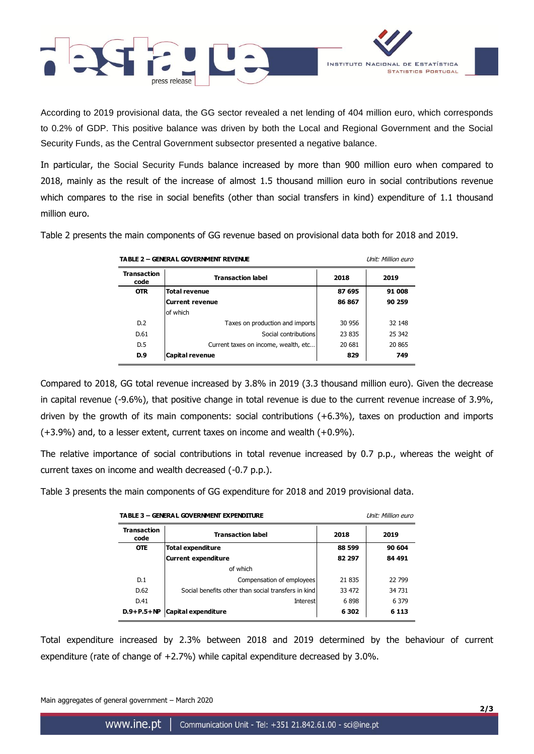According to 2019 provisional data, the GG sector revealed a net lending of 404 million euro, which corresponds to 0.2% of GDP. This positive balance was driven by both the Local and Regional Government and the Social Security Funds, as the Central Government subsector presented a negative balance.

In particular, the Social Security Funds balance increased by more than 900 million euro when compared to 2018, mainly as the result of the increase of almost 1.5 thousand million euro in social contributions revenue which compares to the rise in social benefits (other than social transfers in kind) expenditure of 1.1 thousand million euro.

Table 2 presents the main components of GG revenue based on provisional data both for 2018 and 2019.

**TABLE 2 – GENERAL GOVERNMENT REVENUE** *Unit: Million euro*

| Transaction code | Transaction label | 2018 | 2019 |
|---|---|---|---|
| **OTR** | **Total revenue** | **87 695** | **91 008** |
| | **Current revenue** | **86 867** | **90 259** |
| | of which | | |
| D.2 | Taxes on production and imports | 30 956 | 32 148 |
| D.61 | Social contributions | 23 835 | 25 342 |
| D.5 | Current taxes on income, wealth, etc... | 20 681 | 20 865 |
| **D.9** | **Capital revenue** | **829** | **749** |

Compared to 2018, GG total revenue increased by 3.8% in 2019 (3.3 thousand million euro). Given the decrease in capital revenue (-9.6%), that positive change in total revenue is due to the current revenue increase of 3.9%, driven by the growth of its main components: social contributions (+6.3%), taxes on production and imports (+3.9%) and, to a lesser extent, current taxes on income and wealth (+0.9%).

The relative importance of social contributions in total revenue increased by 0.7 p.p., whereas the weight of current taxes on income and wealth decreased (-0.7 p.p.).

Table 3 presents the main components of GG expenditure for 2018 and 2019 provisional data.

**TABLE 3 – GENERAL GOVERNMENT EXPENDITURE** *Unit: Million euro*

| Transaction code | Transaction label | 2018 | 2019 |
|---|---|---|---|
| **OTE** | **Total expenditure** | **88 599** | **90 604** |
| | **Current expenditure** | **82 297** | **84 491** |
| | of which | | |
| D.1 | Compensation of employees | 21 835 | 22 799 |
| D.62 | Social benefits other than social transfers in kind | 33 472 | 34 731 |
| D.41 | Interest | 6 898 | 6 379 |
| **D.9+P.5+NP** | **Capital expenditure** | **6 302** | **6 113** |

Total expenditure increased by 2.3% between 2018 and 2019 determined by the behaviour of current expenditure (rate of change of +2.7%) while capital expenditure decreased by 3.0%.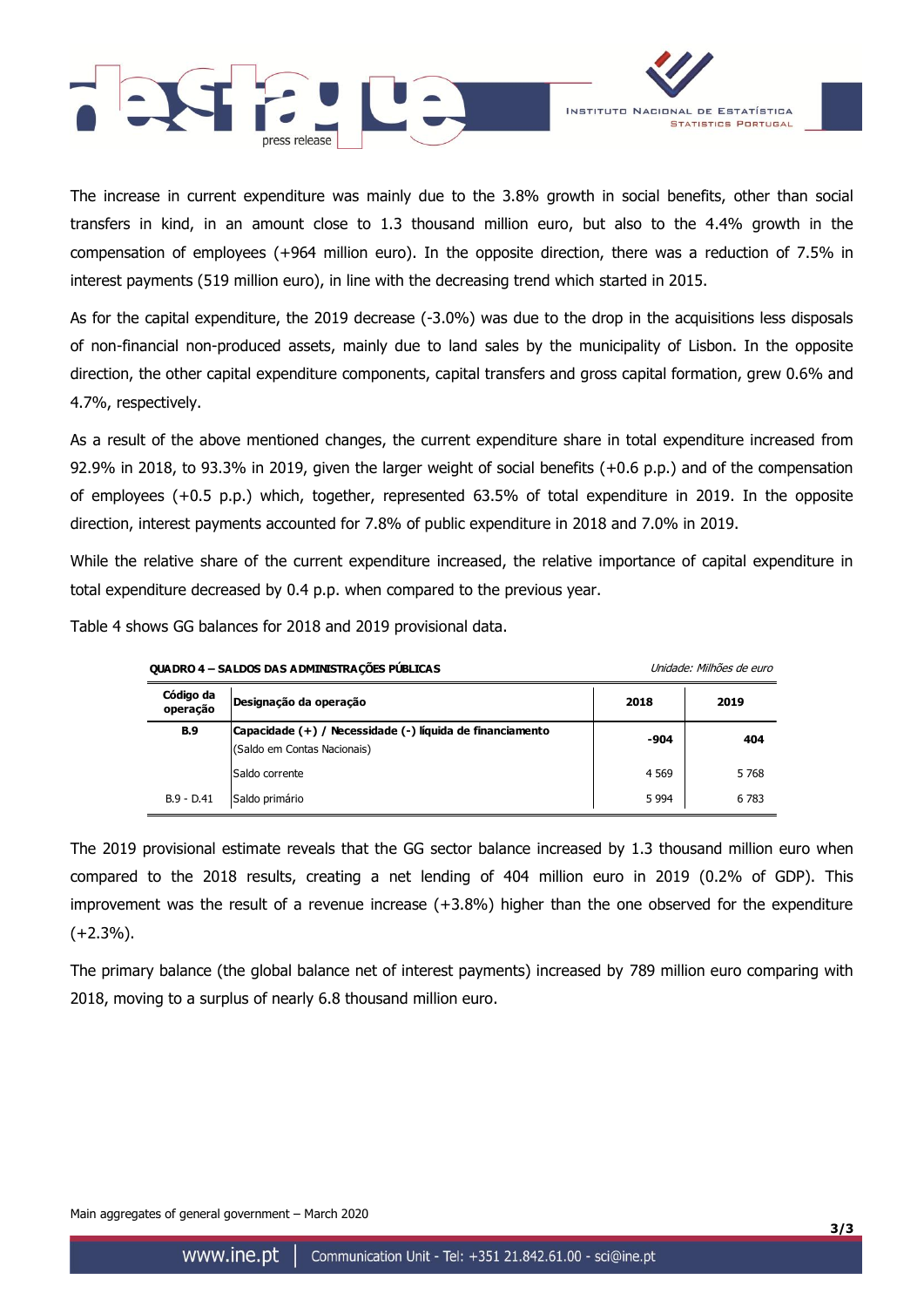The increase in current expenditure was mainly due to the 3.8% growth in social benefits, other than social transfers in kind, in an amount close to 1.3 thousand million euro, but also to the 4.4% growth in the compensation of employees (+964 million euro). In the opposite direction, there was a reduction of 7.5% in interest payments (519 million euro), in line with the decreasing trend which started in 2015.

As for the capital expenditure, the 2019 decrease (-3.0%) was due to the drop in the acquisitions less disposals of non-financial non-produced assets, mainly due to land sales by the municipality of Lisbon. In the opposite direction, the other capital expenditure components, capital transfers and gross capital formation, grew 0.6% and 4.7%, respectively.

As a result of the above mentioned changes, the current expenditure share in total expenditure increased from 92.9% in 2018, to 93.3% in 2019, given the larger weight of social benefits (+0.6 p.p.) and of the compensation of employees (+0.5 p.p.) which, together, represented 63.5% of total expenditure in 2019. In the opposite direction, interest payments accounted for 7.8% of public expenditure in 2018 and 7.0% in 2019.

While the relative share of the current expenditure increased, the relative importance of capital expenditure in total expenditure decreased by 0.4 p.p. when compared to the previous year.

Table 4 shows GG balances for 2018 and 2019 provisional data.

**QUADRO 4 – SALDOS DAS ADMINISTRAÇÕES PÚBLICAS**

*Unidade: Milhões de euro*

| Código da operação | Designação da operação | 2018 | 2019 |
|---|---|---|---|
| **B.9** | **Capacidade (+) / Necessidade (-) líquida de financiamento** (Saldo em Contas Nacionais) | **-904** | **404** |
| | Saldo corrente | 4 569 | 5 768 |
| B.9 - D.41 | Saldo primário | 5 994 | 6 783 |

The 2019 provisional estimate reveals that the GG sector balance increased by 1.3 thousand million euro when compared to the 2018 results, creating a net lending of 404 million euro in 2019 (0.2% of GDP). This improvement was the result of a revenue increase (+3.8%) higher than the one observed for the expenditure (+2.3%).

The primary balance (the global balance net of interest payments) increased by 789 million euro comparing with 2018, moving to a surplus of nearly 6.8 thousand million euro.